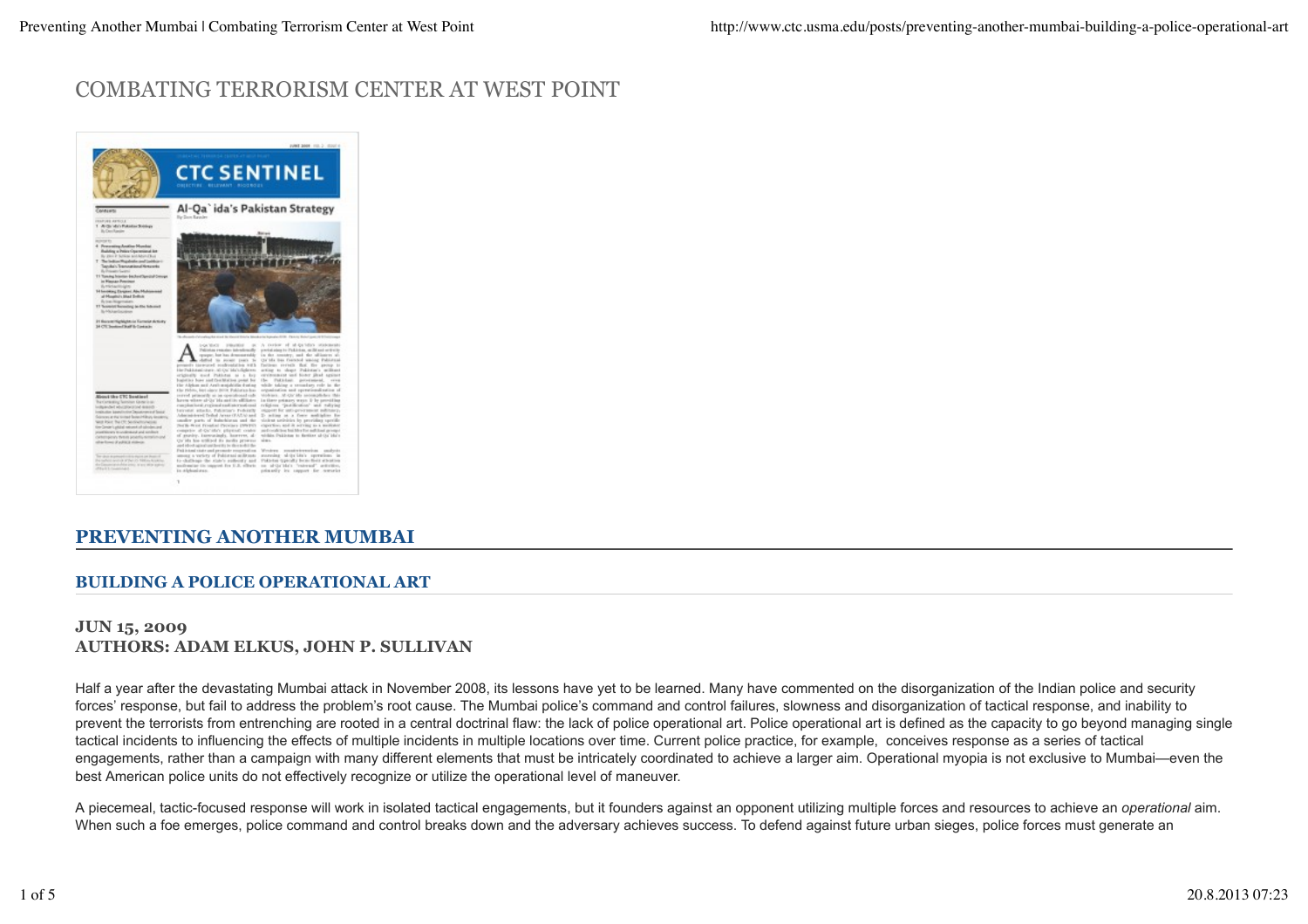# COMBATING TERRORISM CENTER AT WEST POINT

## PREVENTING ANOTHER MUMBAI

### BUILDING A POLICE OPERATIONAL ART

**JUN 15, 2009**
**AUTHORS: ADAM ELKUS, JOHN P. SULLIVAN**

Half a year after the devastating Mumbai attack in November 2008, its lessons have yet to be learned. Many have commented on the disorganization of the Indian police and security forces' response, but fail to address the problem's root cause. The Mumbai police's command and control failures, slowness and disorganization of tactical response, and inability to prevent the terrorists from entrenching are rooted in a central doctrinal flaw: the lack of police operational art. Police operational art is defined as the capacity to go beyond managing single tactical incidents to influencing the effects of multiple incidents in multiple locations over time. Current police practice, for example, conceives response as a series of tactical engagements, rather than a campaign with many different elements that must be intricately coordinated to achieve a larger aim. Operational myopia is not exclusive to Mumbai—even the best American police units do not effectively recognize or utilize the operational level of maneuver.

A piecemeal, tactic-focused response will work in isolated tactical engagements, but it founders against an opponent utilizing multiple forces and resources to achieve an *operational* aim. When such a foe emerges, police command and control breaks down and the adversary achieves success. To defend against future urban sieges, police forces must generate an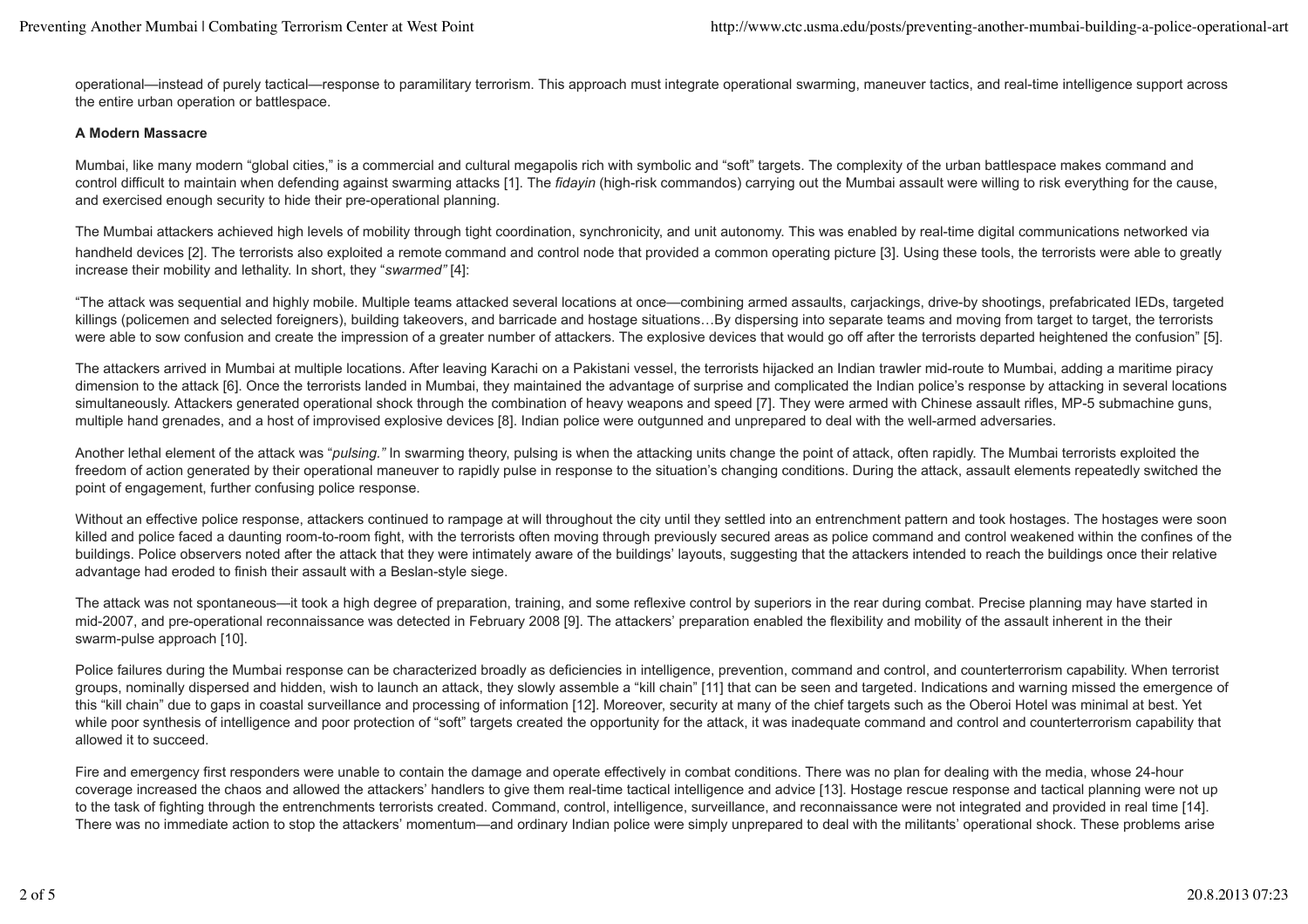operational—instead of purely tactical—response to paramilitary terrorism. This approach must integrate operational swarming, maneuver tactics, and real-time intelligence support across the entire urban operation or battlespace.

**A Modern Massacre**

Mumbai, like many modern "global cities," is a commercial and cultural megapolis rich with symbolic and "soft" targets. The complexity of the urban battlespace makes command and control difficult to maintain when defending against swarming attacks [1]. The *fidayin* (high-risk commandos) carrying out the Mumbai assault were willing to risk everything for the cause, and exercised enough security to hide their pre-operational planning.

The Mumbai attackers achieved high levels of mobility through tight coordination, synchronicity, and unit autonomy. This was enabled by real-time digital communications networked via handheld devices [2]. The terrorists also exploited a remote command and control node that provided a common operating picture [3]. Using these tools, the terrorists were able to greatly increase their mobility and lethality. In short, they "*swarmed"* [4]:

"The attack was sequential and highly mobile. Multiple teams attacked several locations at once—combining armed assaults, carjackings, drive-by shootings, prefabricated IEDs, targeted killings (policemen and selected foreigners), building takeovers, and barricade and hostage situations…By dispersing into separate teams and moving from target to target, the terrorists were able to sow confusion and create the impression of a greater number of attackers. The explosive devices that would go off after the terrorists departed heightened the confusion" [5].

The attackers arrived in Mumbai at multiple locations. After leaving Karachi on a Pakistani vessel, the terrorists hijacked an Indian trawler mid-route to Mumbai, adding a maritime piracy dimension to the attack [6]. Once the terrorists landed in Mumbai, they maintained the advantage of surprise and complicated the Indian police's response by attacking in several locations simultaneously. Attackers generated operational shock through the combination of heavy weapons and speed [7]. They were armed with Chinese assault rifles, MP-5 submachine guns, multiple hand grenades, and a host of improvised explosive devices [8]. Indian police were outgunned and unprepared to deal with the well-armed adversaries.

Another lethal element of the attack was "*pulsing."* In swarming theory, pulsing is when the attacking units change the point of attack, often rapidly. The Mumbai terrorists exploited the freedom of action generated by their operational maneuver to rapidly pulse in response to the situation's changing conditions. During the attack, assault elements repeatedly switched the point of engagement, further confusing police response.

Without an effective police response, attackers continued to rampage at will throughout the city until they settled into an entrenchment pattern and took hostages. The hostages were soon killed and police faced a daunting room-to-room fight, with the terrorists often moving through previously secured areas as police command and control weakened within the confines of the buildings. Police observers noted after the attack that they were intimately aware of the buildings' layouts, suggesting that the attackers intended to reach the buildings once their relative advantage had eroded to finish their assault with a Beslan-style siege.

The attack was not spontaneous—it took a high degree of preparation, training, and some reflexive control by superiors in the rear during combat. Precise planning may have started in mid-2007, and pre-operational reconnaissance was detected in February 2008 [9]. The attackers' preparation enabled the flexibility and mobility of the assault inherent in the their swarm-pulse approach [10].

Police failures during the Mumbai response can be characterized broadly as deficiencies in intelligence, prevention, command and control, and counterterrorism capability. When terrorist groups, nominally dispersed and hidden, wish to launch an attack, they slowly assemble a "kill chain" [11] that can be seen and targeted. Indications and warning missed the emergence of this "kill chain" due to gaps in coastal surveillance and processing of information [12]. Moreover, security at many of the chief targets such as the Oberoi Hotel was minimal at best. Yet while poor synthesis of intelligence and poor protection of "soft" targets created the opportunity for the attack, it was inadequate command and control and counterterrorism capability that allowed it to succeed.

Fire and emergency first responders were unable to contain the damage and operate effectively in combat conditions. There was no plan for dealing with the media, whose 24-hour coverage increased the chaos and allowed the attackers' handlers to give them real-time tactical intelligence and advice [13]. Hostage rescue response and tactical planning were not up to the task of fighting through the entrenchments terrorists created. Command, control, intelligence, surveillance, and reconnaissance were not integrated and provided in real time [14]. There was no immediate action to stop the attackers' momentum—and ordinary Indian police were simply unprepared to deal with the militants' operational shock. These problems arise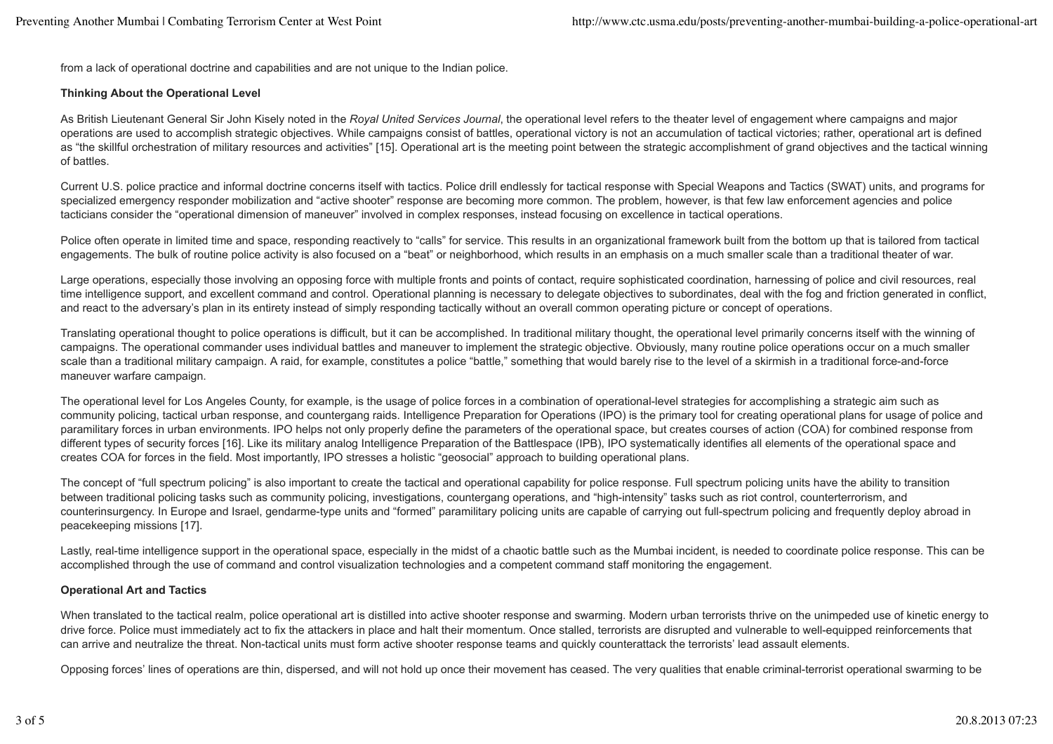from a lack of operational doctrine and capabilities and are not unique to the Indian police.

**Thinking About the Operational Level**

As British Lieutenant General Sir John Kisely noted in the *Royal United Services Journal*, the operational level refers to the theater level of engagement where campaigns and major operations are used to accomplish strategic objectives. While campaigns consist of battles, operational victory is not an accumulation of tactical victories; rather, operational art is defined as "the skillful orchestration of military resources and activities" [15]. Operational art is the meeting point between the strategic accomplishment of grand objectives and the tactical winning of battles.

Current U.S. police practice and informal doctrine concerns itself with tactics. Police drill endlessly for tactical response with Special Weapons and Tactics (SWAT) units, and programs for specialized emergency responder mobilization and "active shooter" response are becoming more common. The problem, however, is that few law enforcement agencies and police tacticians consider the "operational dimension of maneuver" involved in complex responses, instead focusing on excellence in tactical operations.

Police often operate in limited time and space, responding reactively to "calls" for service. This results in an organizational framework built from the bottom up that is tailored from tactical engagements. The bulk of routine police activity is also focused on a "beat" or neighborhood, which results in an emphasis on a much smaller scale than a traditional theater of war.

Large operations, especially those involving an opposing force with multiple fronts and points of contact, require sophisticated coordination, harnessing of police and civil resources, real time intelligence support, and excellent command and control. Operational planning is necessary to delegate objectives to subordinates, deal with the fog and friction generated in conflict, and react to the adversary's plan in its entirety instead of simply responding tactically without an overall common operating picture or concept of operations.

Translating operational thought to police operations is difficult, but it can be accomplished. In traditional military thought, the operational level primarily concerns itself with the winning of campaigns. The operational commander uses individual battles and maneuver to implement the strategic objective. Obviously, many routine police operations occur on a much smaller scale than a traditional military campaign. A raid, for example, constitutes a police "battle," something that would barely rise to the level of a skirmish in a traditional force-and-force maneuver warfare campaign.

The operational level for Los Angeles County, for example, is the usage of police forces in a combination of operational-level strategies for accomplishing a strategic aim such as community policing, tactical urban response, and countergang raids. Intelligence Preparation for Operations (IPO) is the primary tool for creating operational plans for usage of police and paramilitary forces in urban environments. IPO helps not only properly define the parameters of the operational space, but creates courses of action (COA) for combined response from different types of security forces [16]. Like its military analog Intelligence Preparation of the Battlespace (IPB), IPO systematically identifies all elements of the operational space and creates COA for forces in the field. Most importantly, IPO stresses a holistic "geosocial" approach to building operational plans.

The concept of "full spectrum policing" is also important to create the tactical and operational capability for police response. Full spectrum policing units have the ability to transition between traditional policing tasks such as community policing, investigations, countergang operations, and "high-intensity" tasks such as riot control, counterterrorism, and counterinsurgency. In Europe and Israel, gendarme-type units and "formed" paramilitary policing units are capable of carrying out full-spectrum policing and frequently deploy abroad in peacekeeping missions [17].

Lastly, real-time intelligence support in the operational space, especially in the midst of a chaotic battle such as the Mumbai incident, is needed to coordinate police response. This can be accomplished through the use of command and control visualization technologies and a competent command staff monitoring the engagement.

**Operational Art and Tactics**

When translated to the tactical realm, police operational art is distilled into active shooter response and swarming. Modern urban terrorists thrive on the unimpeded use of kinetic energy to drive force. Police must immediately act to fix the attackers in place and halt their momentum. Once stalled, terrorists are disrupted and vulnerable to well-equipped reinforcements that can arrive and neutralize the threat. Non-tactical units must form active shooter response teams and quickly counterattack the terrorists' lead assault elements.

Opposing forces' lines of operations are thin, dispersed, and will not hold up once their movement has ceased. The very qualities that enable criminal-terrorist operational swarming to be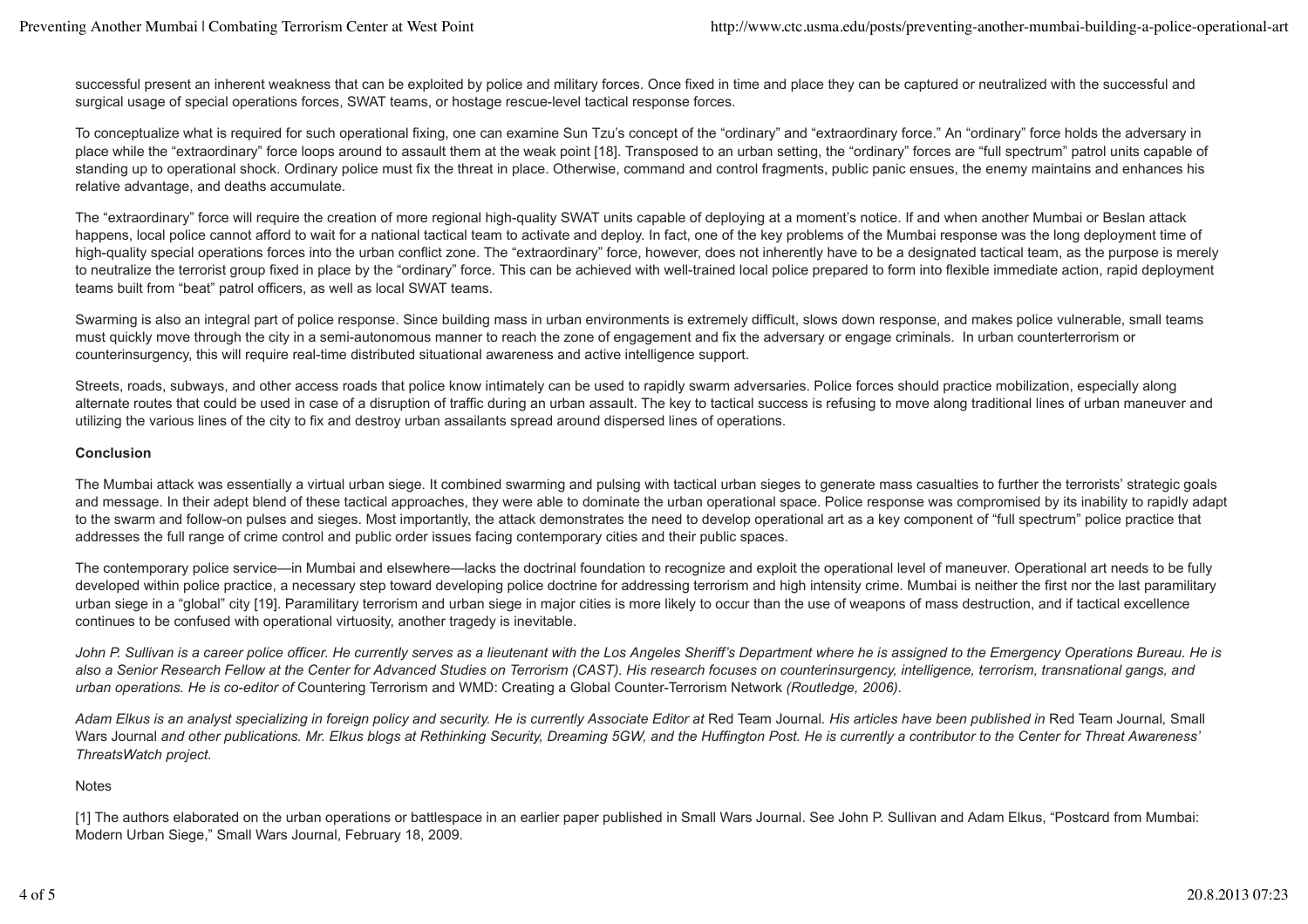successful present an inherent weakness that can be exploited by police and military forces. Once fixed in time and place they can be captured or neutralized with the successful and surgical usage of special operations forces, SWAT teams, or hostage rescue-level tactical response forces.

To conceptualize what is required for such operational fixing, one can examine Sun Tzu's concept of the "ordinary" and "extraordinary force." An "ordinary" force holds the adversary in place while the "extraordinary" force loops around to assault them at the weak point [18]. Transposed to an urban setting, the "ordinary" forces are "full spectrum" patrol units capable of standing up to operational shock. Ordinary police must fix the threat in place. Otherwise, command and control fragments, public panic ensues, the enemy maintains and enhances his relative advantage, and deaths accumulate.

The "extraordinary" force will require the creation of more regional high-quality SWAT units capable of deploying at a moment's notice. If and when another Mumbai or Beslan attack happens, local police cannot afford to wait for a national tactical team to activate and deploy. In fact, one of the key problems of the Mumbai response was the long deployment time of high-quality special operations forces into the urban conflict zone. The "extraordinary" force, however, does not inherently have to be a designated tactical team, as the purpose is merely to neutralize the terrorist group fixed in place by the "ordinary" force. This can be achieved with well-trained local police prepared to form into flexible immediate action, rapid deployment teams built from "beat" patrol officers, as well as local SWAT teams.

Swarming is also an integral part of police response. Since building mass in urban environments is extremely difficult, slows down response, and makes police vulnerable, small teams must quickly move through the city in a semi-autonomous manner to reach the zone of engagement and fix the adversary or engage criminals. In urban counterterrorism or counterinsurgency, this will require real-time distributed situational awareness and active intelligence support.

Streets, roads, subways, and other access roads that police know intimately can be used to rapidly swarm adversaries. Police forces should practice mobilization, especially along alternate routes that could be used in case of a disruption of traffic during an urban assault. The key to tactical success is refusing to move along traditional lines of urban maneuver and utilizing the various lines of the city to fix and destroy urban assailants spread around dispersed lines of operations.

**Conclusion**

The Mumbai attack was essentially a virtual urban siege. It combined swarming and pulsing with tactical urban sieges to generate mass casualties to further the terrorists' strategic goals and message. In their adept blend of these tactical approaches, they were able to dominate the urban operational space. Police response was compromised by its inability to rapidly adapt to the swarm and follow-on pulses and sieges. Most importantly, the attack demonstrates the need to develop operational art as a key component of "full spectrum" police practice that addresses the full range of crime control and public order issues facing contemporary cities and their public spaces.

The contemporary police service—in Mumbai and elsewhere—lacks the doctrinal foundation to recognize and exploit the operational level of maneuver. Operational art needs to be fully developed within police practice, a necessary step toward developing police doctrine for addressing terrorism and high intensity crime. Mumbai is neither the first nor the last paramilitary urban siege in a "global" city [19]. Paramilitary terrorism and urban siege in major cities is more likely to occur than the use of weapons of mass destruction, and if tactical excellence continues to be confused with operational virtuosity, another tragedy is inevitable.

*John P. Sullivan is a career police officer. He currently serves as a lieutenant with the Los Angeles Sheriff's Department where he is assigned to the Emergency Operations Bureau. He is also a Senior Research Fellow at the Center for Advanced Studies on Terrorism (CAST). His research focuses on counterinsurgency, intelligence, terrorism, transnational gangs, and urban operations. He is co-editor of* Countering Terrorism and WMD: Creating a Global Counter-Terrorism Network *(Routledge, 2006).*

*Adam Elkus is an analyst specializing in foreign policy and security. He is currently Associate Editor at* Red Team Journal*. His articles have been published in* Red Team Journal*,* Small Wars Journal *and other publications. Mr. Elkus blogs at Rethinking Security, Dreaming 5GW, and the Huffington Post. He is currently a contributor to the Center for Threat Awareness' ThreatsWatch project.*

Notes

[1] The authors elaborated on the urban operations or battlespace in an earlier paper published in Small Wars Journal. See John P. Sullivan and Adam Elkus, "Postcard from Mumbai: Modern Urban Siege," Small Wars Journal, February 18, 2009.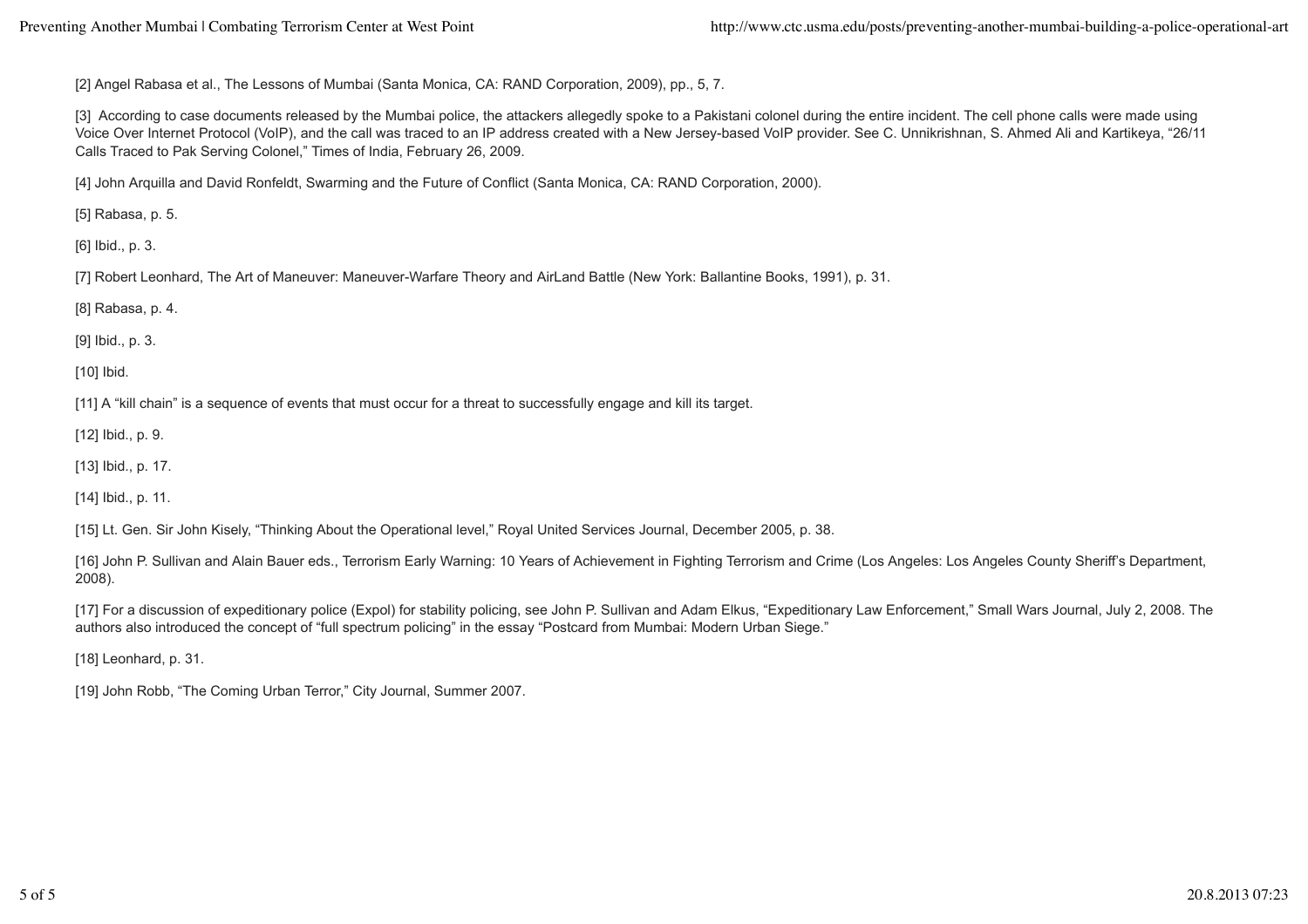[2] Angel Rabasa et al., The Lessons of Mumbai (Santa Monica, CA: RAND Corporation, 2009), pp., 5, 7.

[3] According to case documents released by the Mumbai police, the attackers allegedly spoke to a Pakistani colonel during the entire incident. The cell phone calls were made using Voice Over Internet Protocol (VoIP), and the call was traced to an IP address created with a New Jersey-based VoIP provider. See C. Unnikrishnan, S. Ahmed Ali and Kartikeya, "26/11 Calls Traced to Pak Serving Colonel," Times of India, February 26, 2009.

[4] John Arquilla and David Ronfeldt, Swarming and the Future of Conflict (Santa Monica, CA: RAND Corporation, 2000).

[5] Rabasa, p. 5.

[6] Ibid., p. 3.

[7] Robert Leonhard, The Art of Maneuver: Maneuver-Warfare Theory and AirLand Battle (New York: Ballantine Books, 1991), p. 31.

[8] Rabasa, p. 4.

[9] Ibid., p. 3.

[10] Ibid.

[11] A "kill chain" is a sequence of events that must occur for a threat to successfully engage and kill its target.

[12] Ibid., p. 9.

[13] Ibid., p. 17.

[14] Ibid., p. 11.

[15] Lt. Gen. Sir John Kisely, "Thinking About the Operational level," Royal United Services Journal, December 2005, p. 38.

[16] John P. Sullivan and Alain Bauer eds., Terrorism Early Warning: 10 Years of Achievement in Fighting Terrorism and Crime (Los Angeles: Los Angeles County Sheriff's Department, 2008).

[17] For a discussion of expeditionary police (Expol) for stability policing, see John P. Sullivan and Adam Elkus, "Expeditionary Law Enforcement," Small Wars Journal, July 2, 2008. The authors also introduced the concept of "full spectrum policing" in the essay "Postcard from Mumbai: Modern Urban Siege."

[18] Leonhard, p. 31.

[19] John Robb, "The Coming Urban Terror," City Journal, Summer 2007.